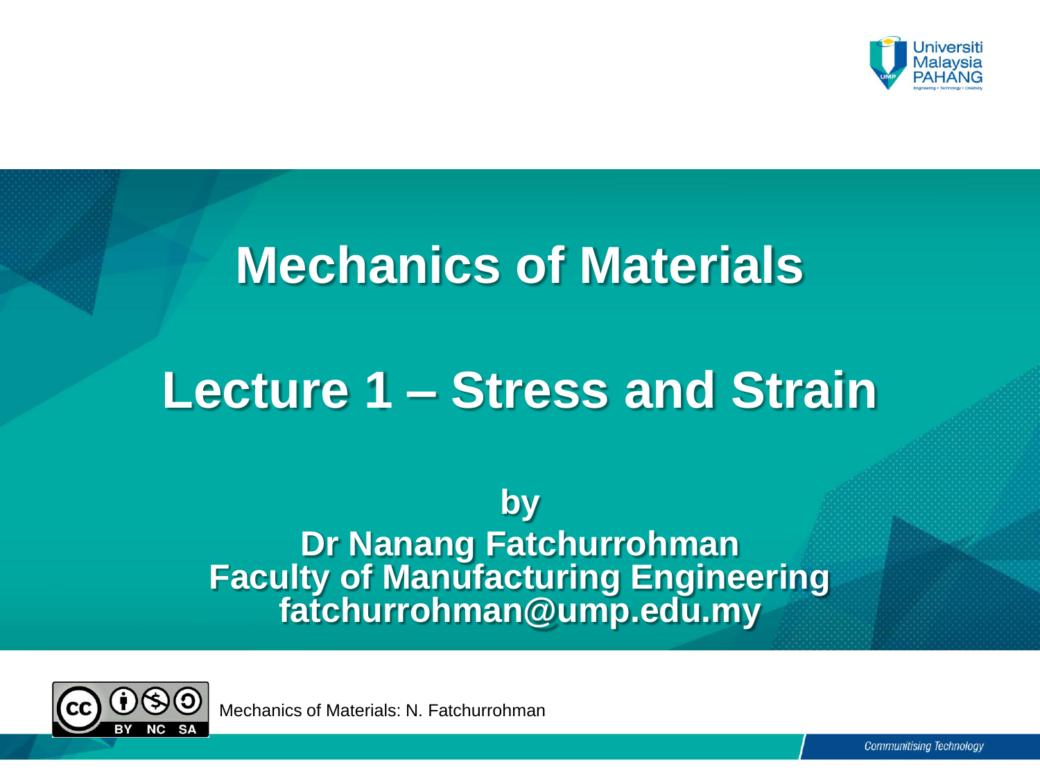# Mechanics of Materials

# Lecture 1 – Stress and Strain

**by**
**Dr Nanang Fatchurrohman**
**Faculty of Manufacturing Engineering**
**fatchurrohman@ump.edu.my**

Mechanics of Materials: N. Fatchurrohman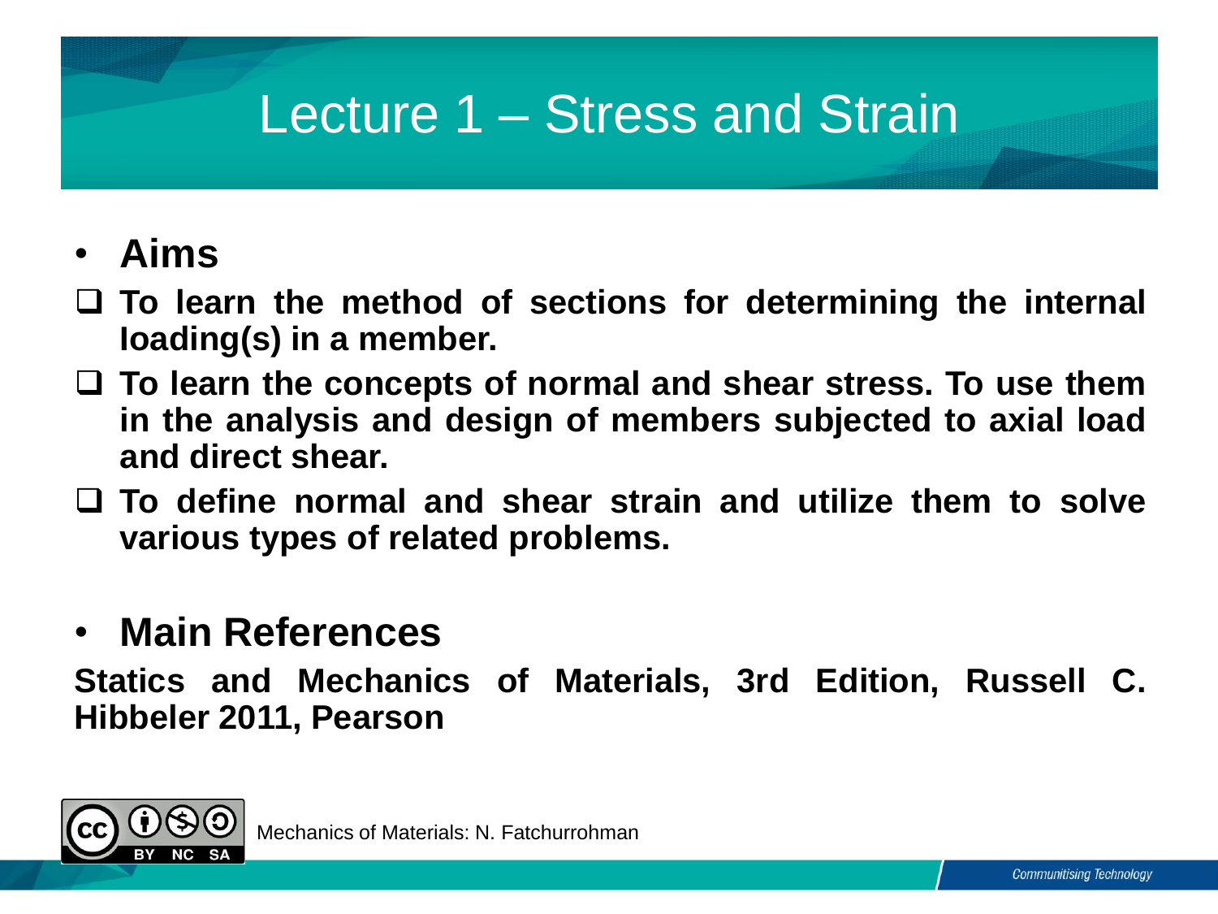# Lecture 1 – Stress and Strain

- **Aims**

- **To learn the method of sections for determining the internal loading(s) in a member.**
- **To learn the concepts of normal and shear stress. To use them in the analysis and design of members subjected to axial load and direct shear.**
- **To define normal and shear strain and utilize them to solve various types of related problems.**

- **Main References**

**Statics and Mechanics of Materials, 3rd Edition, Russell C. Hibbeler 2011, Pearson**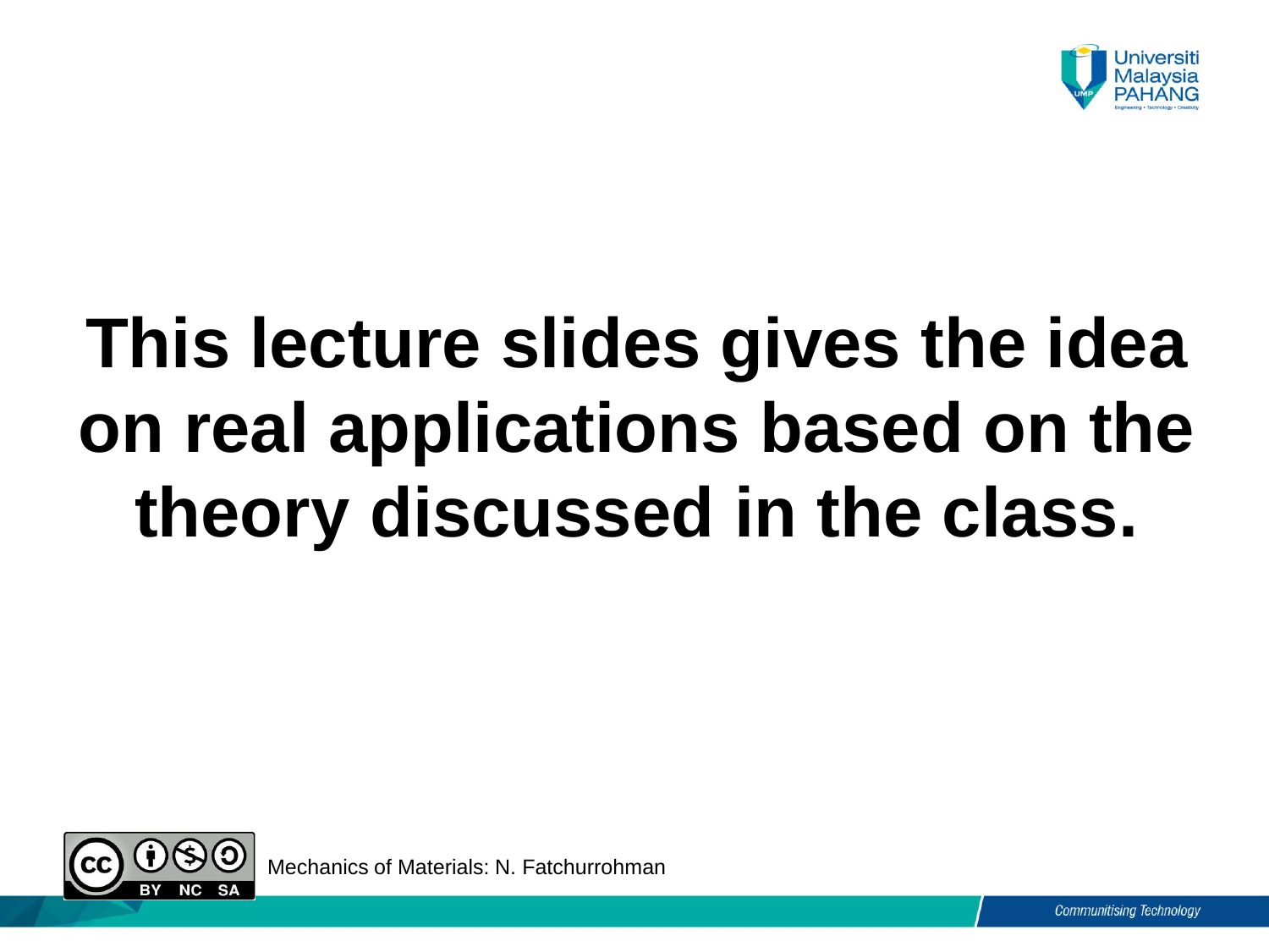# This lecture slides gives the idea on real applications based on the theory discussed in the class.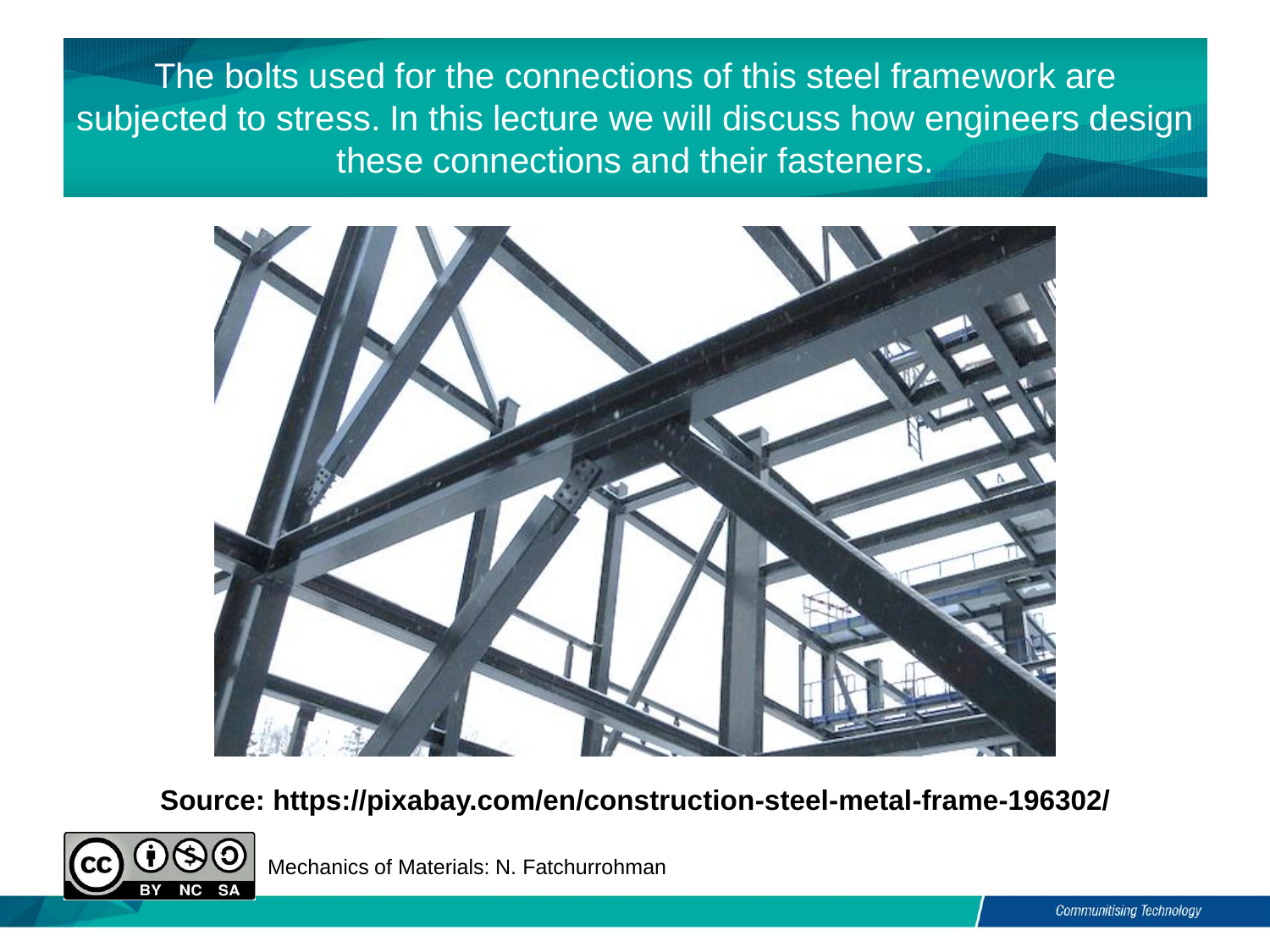The bolts used for the connections of this steel framework are subjected to stress. In this lecture we will discuss how engineers design these connections and their fasteners.

**Source: https://pixabay.com/en/construction-steel-metal-frame-196302/**

Mechanics of Materials: N. Fatchurrohman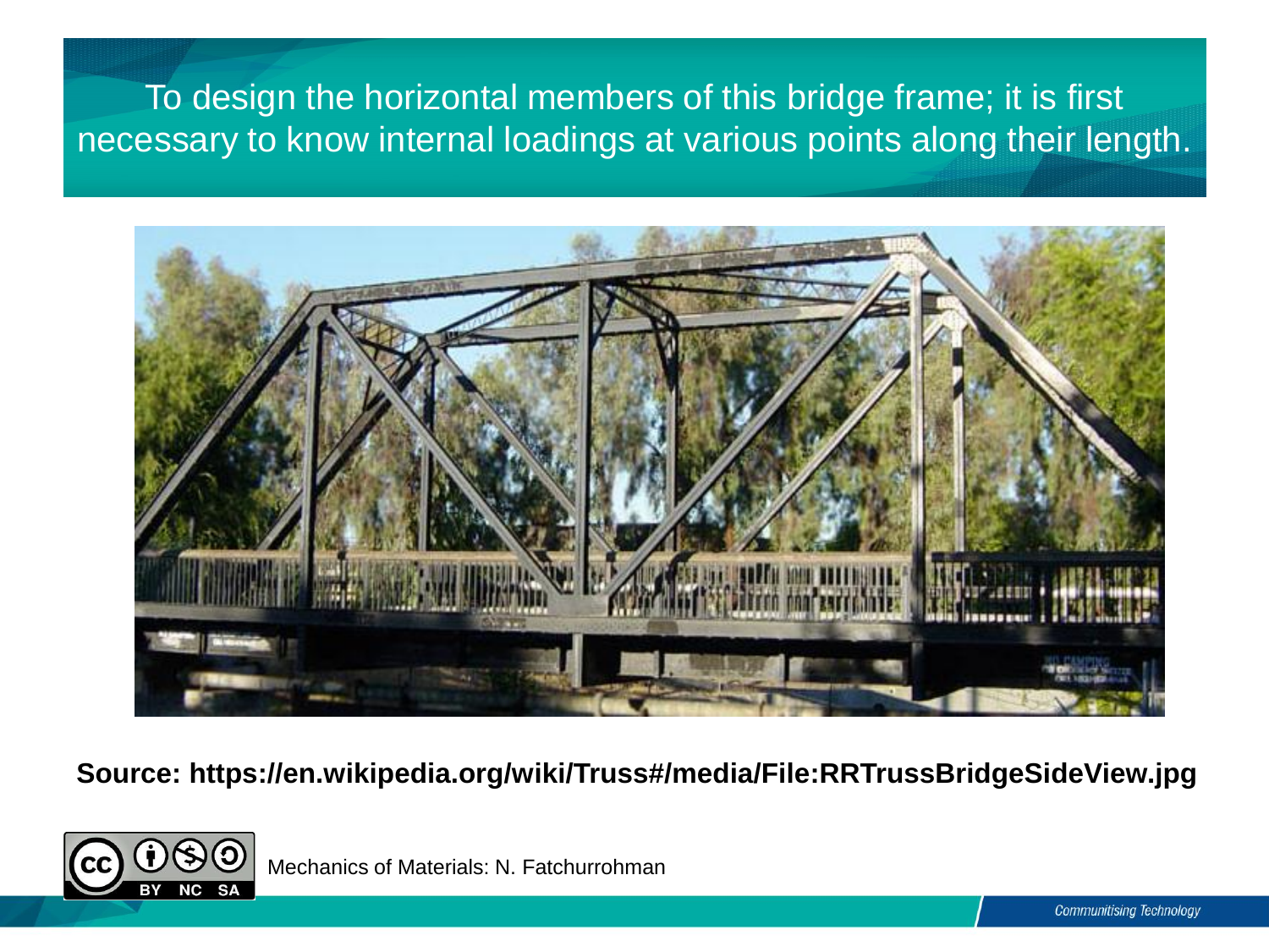To design the horizontal members of this bridge frame; it is first necessary to know internal loadings at various points along their length.

**Source: https://en.wikipedia.org/wiki/Truss#/media/File:RRTrussBridgeSideView.jpg**

Mechanics of Materials: N. Fatchurrohman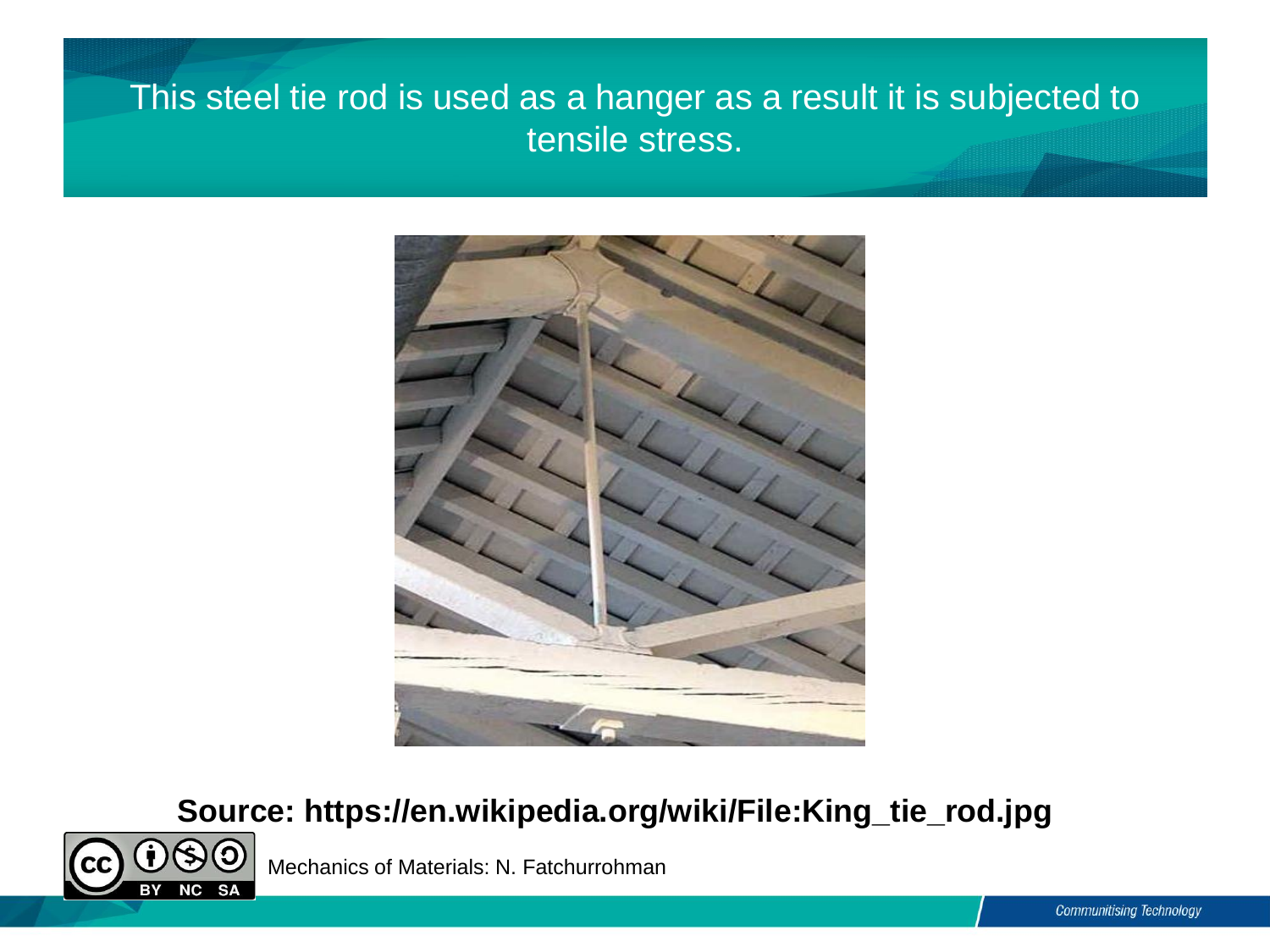# This steel tie rod is used as a hanger as a result it is subjected to tensile stress.

**Source: https://en.wikipedia.org/wiki/File:King_tie_rod.jpg**

Mechanics of Materials: N. Fatchurrohman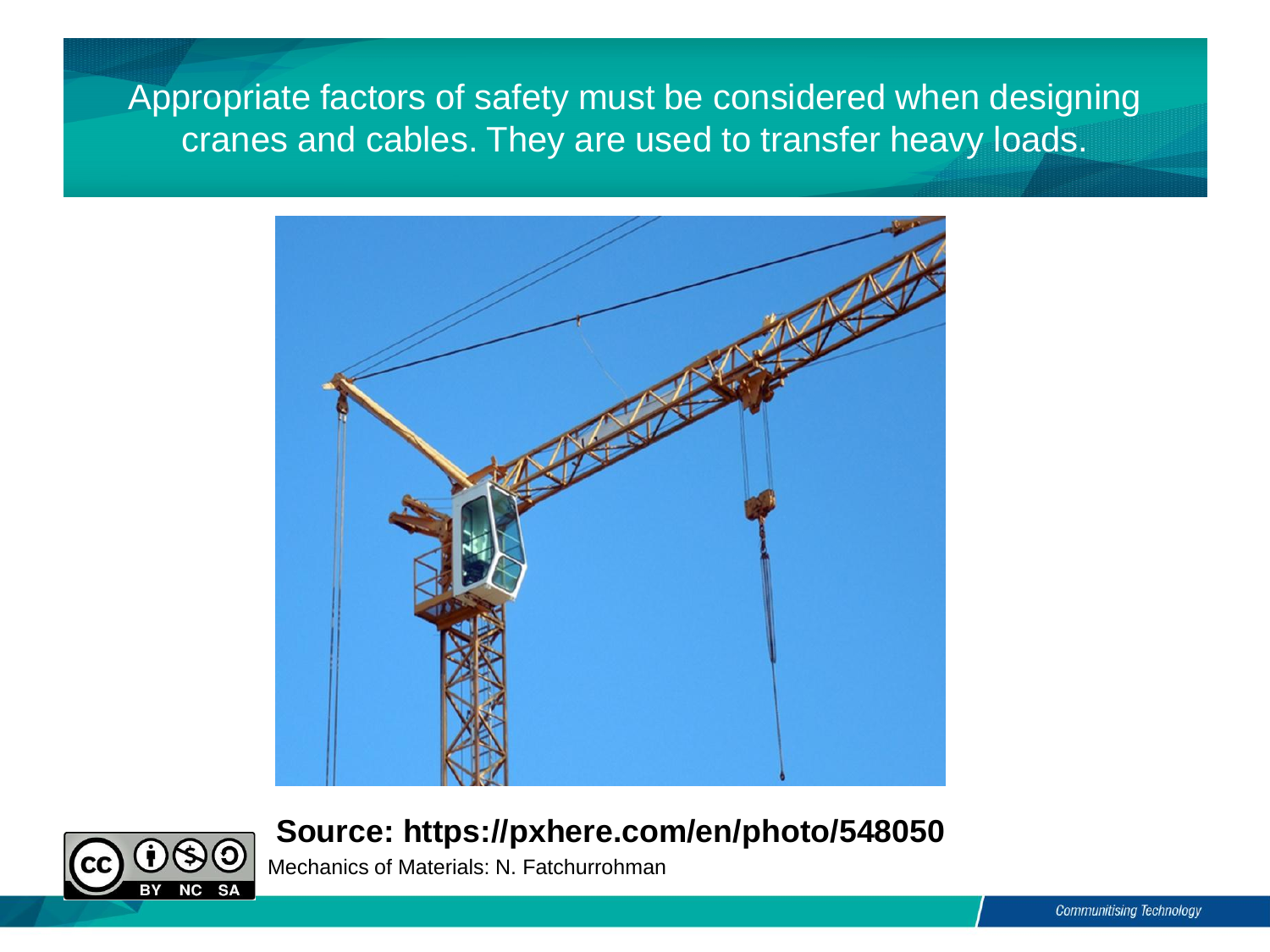Appropriate factors of safety must be considered when designing cranes and cables. They are used to transfer heavy loads.

**Source: https://pxhere.com/en/photo/548050**

Mechanics of Materials: N. Fatchurrohman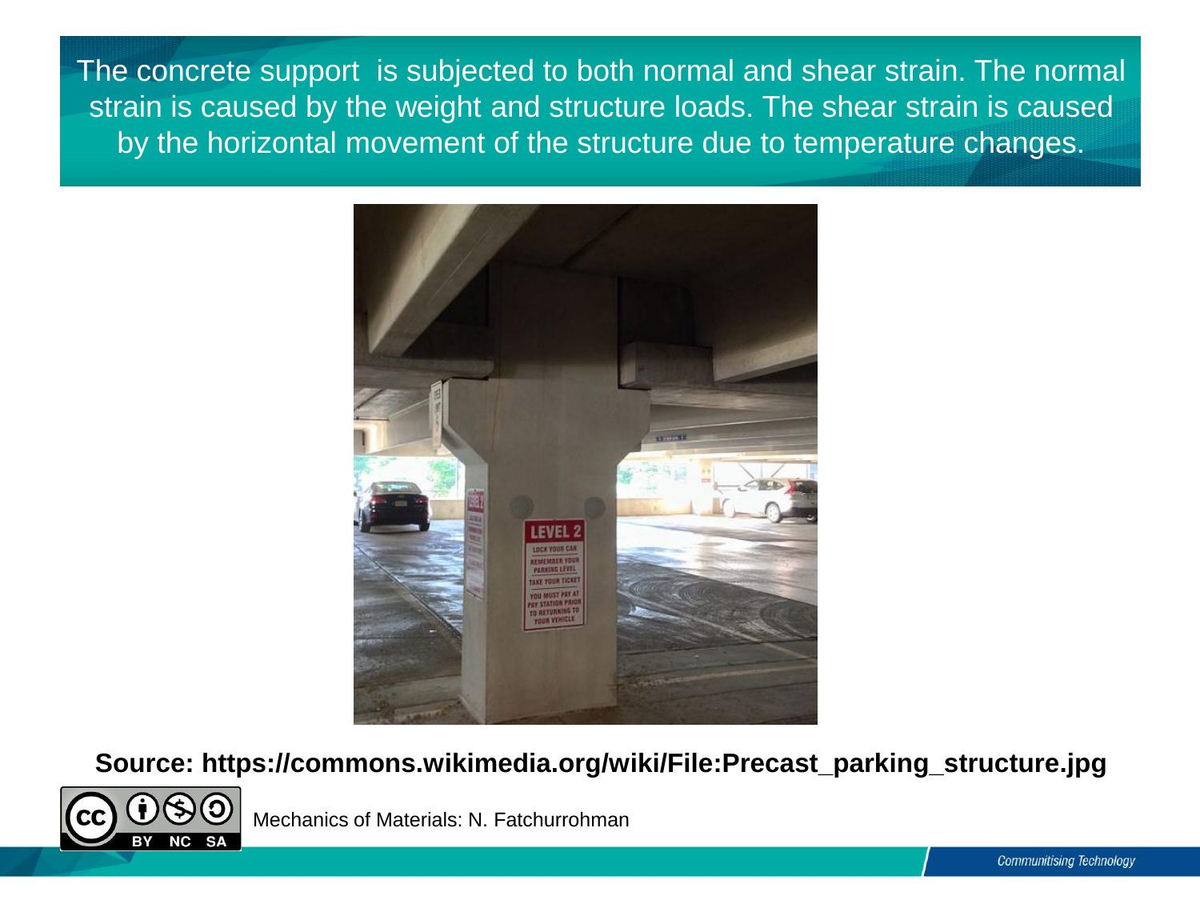The concrete support is subjected to both normal and shear strain. The normal strain is caused by the weight and structure loads. The shear strain is caused by the horizontal movement of the structure due to temperature changes.

**Source: https://commons.wikimedia.org/wiki/File:Precast_parking_structure.jpg**

Mechanics of Materials: N. Fatchurrohman